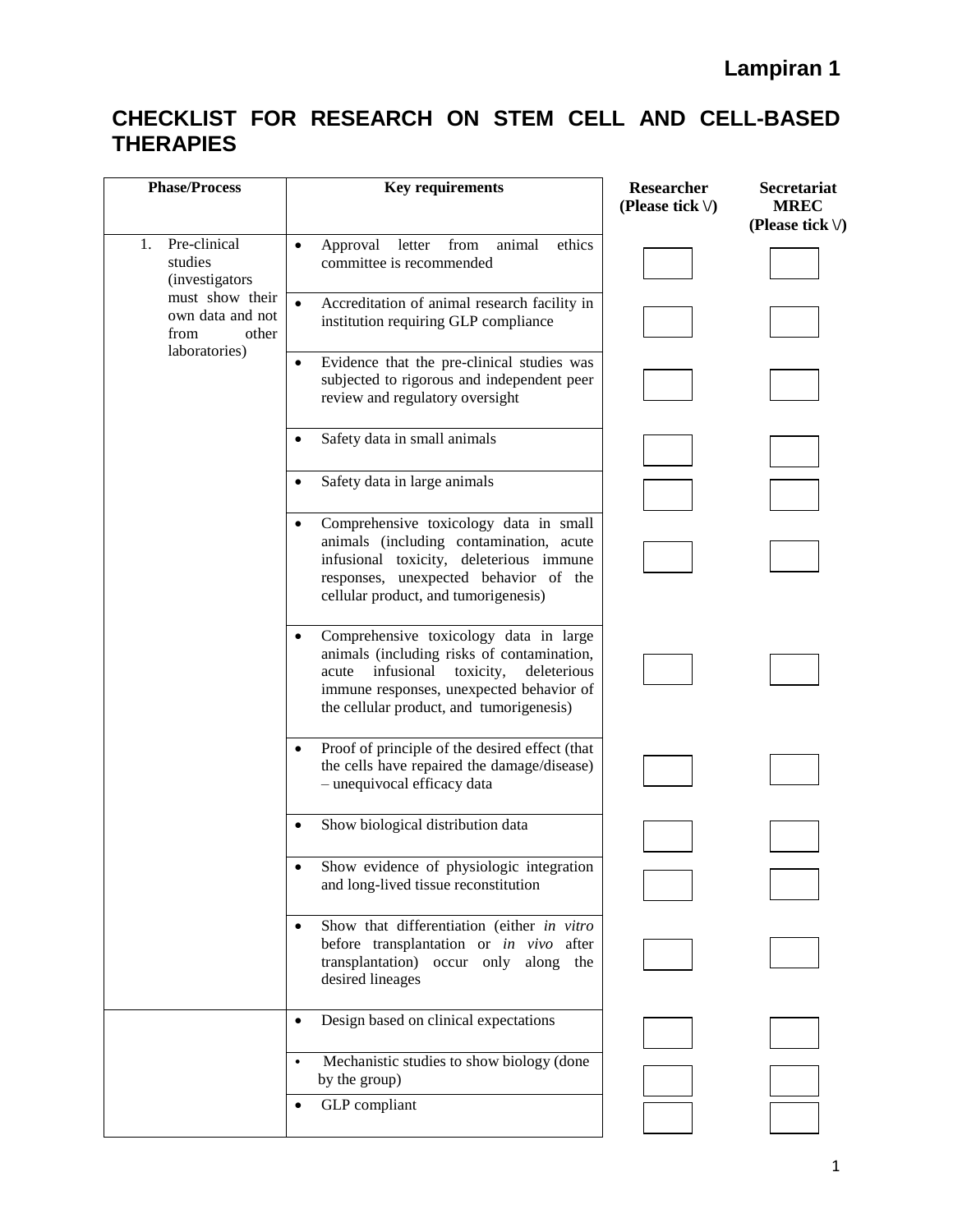**Lampiran 1**

# CHECKLIST FOR RESEARCH ON STEM CELL AND CELL-BASED THERAPIES

| Phase/Process | Key requirements | Researcher (Please tick √) | Secretariat MREC (Please tick √) |
|---|---|---|---|
| 1. Pre-clinical studies (investigators must show their own data and not from other laboratories) | • Approval letter from animal ethics committee is recommended | | |
| | • Accreditation of animal research facility in institution requiring GLP compliance | | |
| | • Evidence that the pre-clinical studies was subjected to rigorous and independent peer review and regulatory oversight | | |
| | • Safety data in small animals | | |
| | • Safety data in large animals | | |
| | • Comprehensive toxicology data in small animals (including contamination, acute infusional toxicity, deleterious immune responses, unexpected behavior of the cellular product, and tumorigenesis) | | |
| | • Comprehensive toxicology data in large animals (including risks of contamination, acute infusional toxicity, deleterious immune responses, unexpected behavior of the cellular product, and tumorigenesis) | | |
| | • Proof of principle of the desired effect (that the cells have repaired the damage/disease) – unequivocal efficacy data | | |
| | • Show biological distribution data | | |
| | • Show evidence of physiologic integration and long-lived tissue reconstitution | | |
| | • Show that differentiation (either *in vitro* before transplantation or *in vivo* after transplantation) occur only along the desired lineages | | |
| | • Design based on clinical expectations | | |
| | • Mechanistic studies to show biology (done by the group) | | |
| | • GLP compliant | | |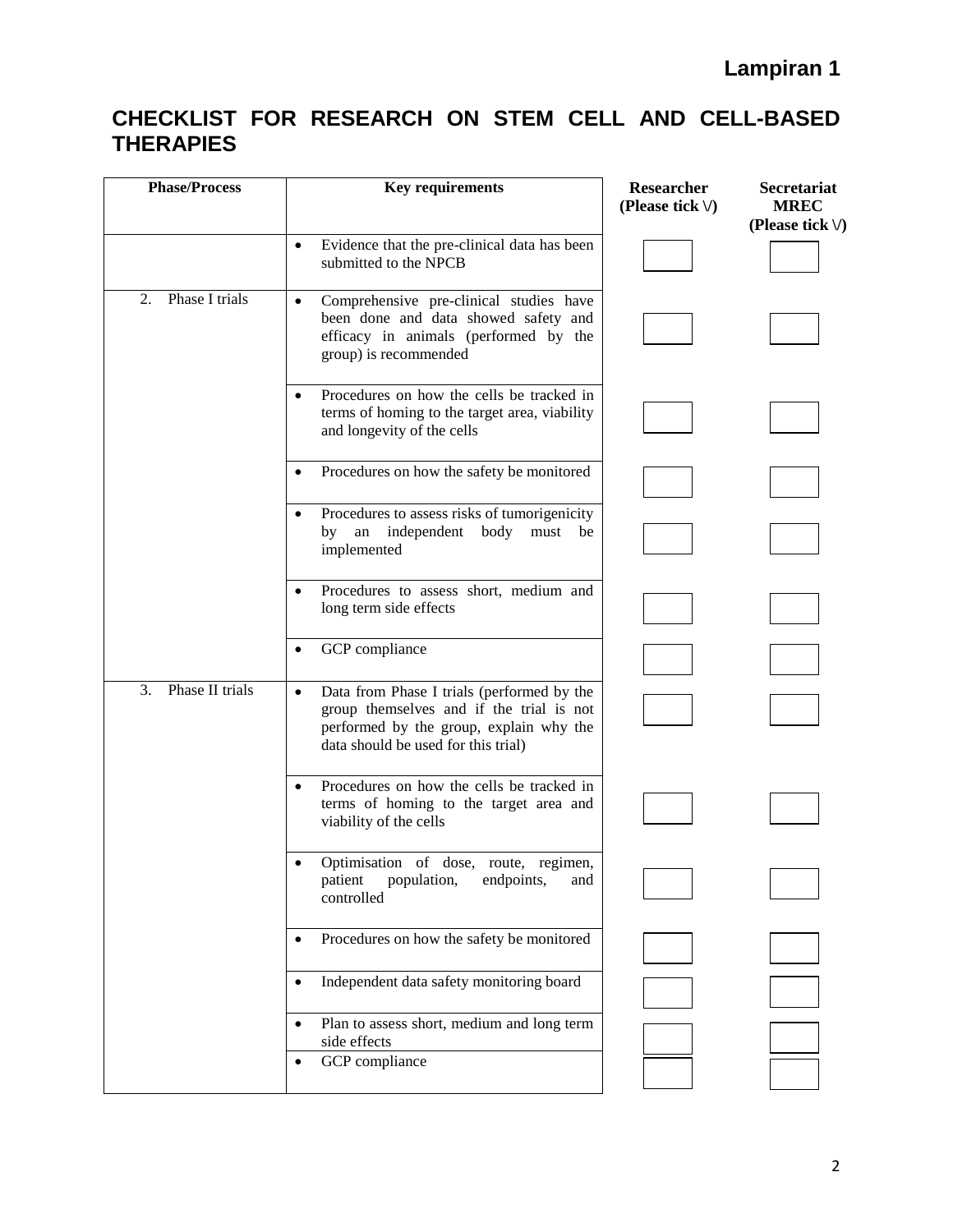**Lampiran 1**

## CHECKLIST FOR RESEARCH ON STEM CELL AND CELL-BASED THERAPIES

| Phase/Process | Key requirements | Researcher (Please tick √) | Secretariat MREC (Please tick √) |
|---|---|---|---|
| | • Evidence that the pre-clinical data has been submitted to the NPCB | ☐ | ☐ |
| 2. Phase I trials | • Comprehensive pre-clinical studies have been done and data showed safety and efficacy in animals (performed by the group) is recommended | ☐ | ☐ |
| | • Procedures on how the cells be tracked in terms of homing to the target area, viability and longevity of the cells | ☐ | ☐ |
| | • Procedures on how the safety be monitored | ☐ | ☐ |
| | • Procedures to assess risks of tumorigenicity by an independent body must be implemented | ☐ | ☐ |
| | • Procedures to assess short, medium and long term side effects | ☐ | ☐ |
| | • GCP compliance | ☐ | ☐ |
| 3. Phase II trials | • Data from Phase I trials (performed by the group themselves and if the trial is not performed by the group, explain why the data should be used for this trial) | ☐ | ☐ |
| | • Procedures on how the cells be tracked in terms of homing to the target area and viability of the cells | ☐ | ☐ |
| | • Optimisation of dose, route, regimen, patient population, endpoints, and controlled | ☐ | ☐ |
| | • Procedures on how the safety be monitored | ☐ | ☐ |
| | • Independent data safety monitoring board | ☐ | ☐ |
| | • Plan to assess short, medium and long term side effects | ☐ | ☐ |
| | • GCP compliance | ☐ | ☐ |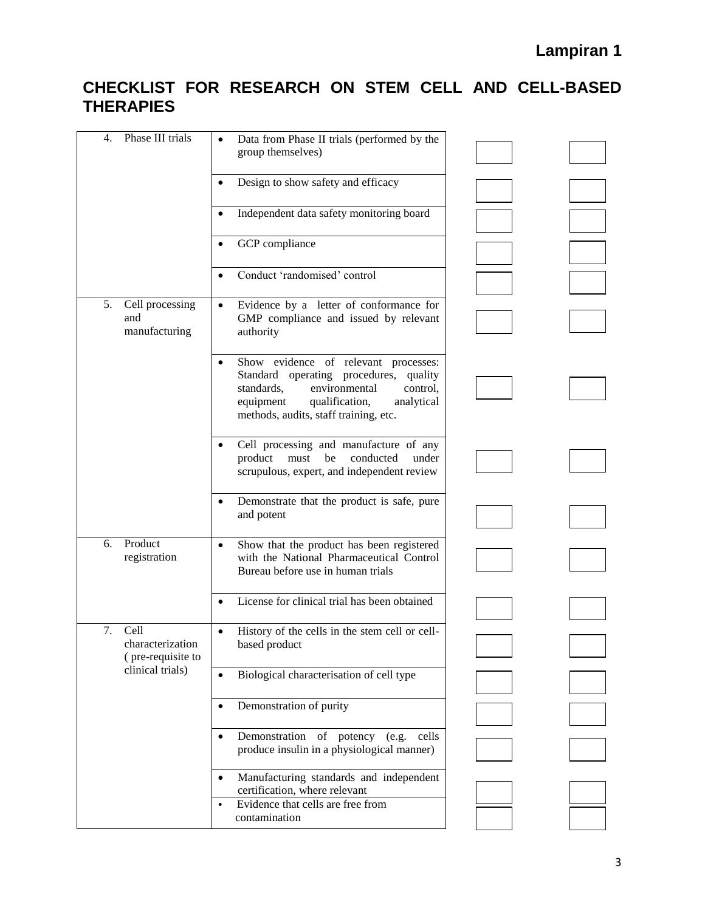**Lampiran 1**

## CHECKLIST FOR RESEARCH ON STEM CELL AND CELL-BASED THERAPIES

| | | | |
|---|---|---|---|
| 4. Phase III trials | • Data from Phase II trials (performed by the group themselves) | ☐ | ☐ |
| | • Design to show safety and efficacy | ☐ | ☐ |
| | • Independent data safety monitoring board | ☐ | ☐ |
| | • GCP compliance | ☐ | ☐ |
| | • Conduct 'randomised' control | ☐ | ☐ |
| 5. Cell processing and manufacturing | • Evidence by a letter of conformance for GMP compliance and issued by relevant authority | ☐ | ☐ |
| | • Show evidence of relevant processes: Standard operating procedures, quality standards, environmental control, equipment qualification, analytical methods, audits, staff training, etc. | ☐ | ☐ |
| | • Cell processing and manufacture of any product must be conducted under scrupulous, expert, and independent review | ☐ | ☐ |
| | • Demonstrate that the product is safe, pure and potent | ☐ | ☐ |
| 6. Product registration | • Show that the product has been registered with the National Pharmaceutical Control Bureau before use in human trials | ☐ | ☐ |
| | • License for clinical trial has been obtained | ☐ | ☐ |
| 7. Cell characterization ( pre-requisite to clinical trials) | • History of the cells in the stem cell or cell-based product | ☐ | ☐ |
| | • Biological characterisation of cell type | ☐ | ☐ |
| | • Demonstration of purity | ☐ | ☐ |
| | • Demonstration of potency (e.g. cells produce insulin in a physiological manner) | ☐ | ☐ |
| | • Manufacturing standards and independent certification, where relevant | ☐ | ☐ |
| | • Evidence that cells are free from contamination | ☐ | ☐ |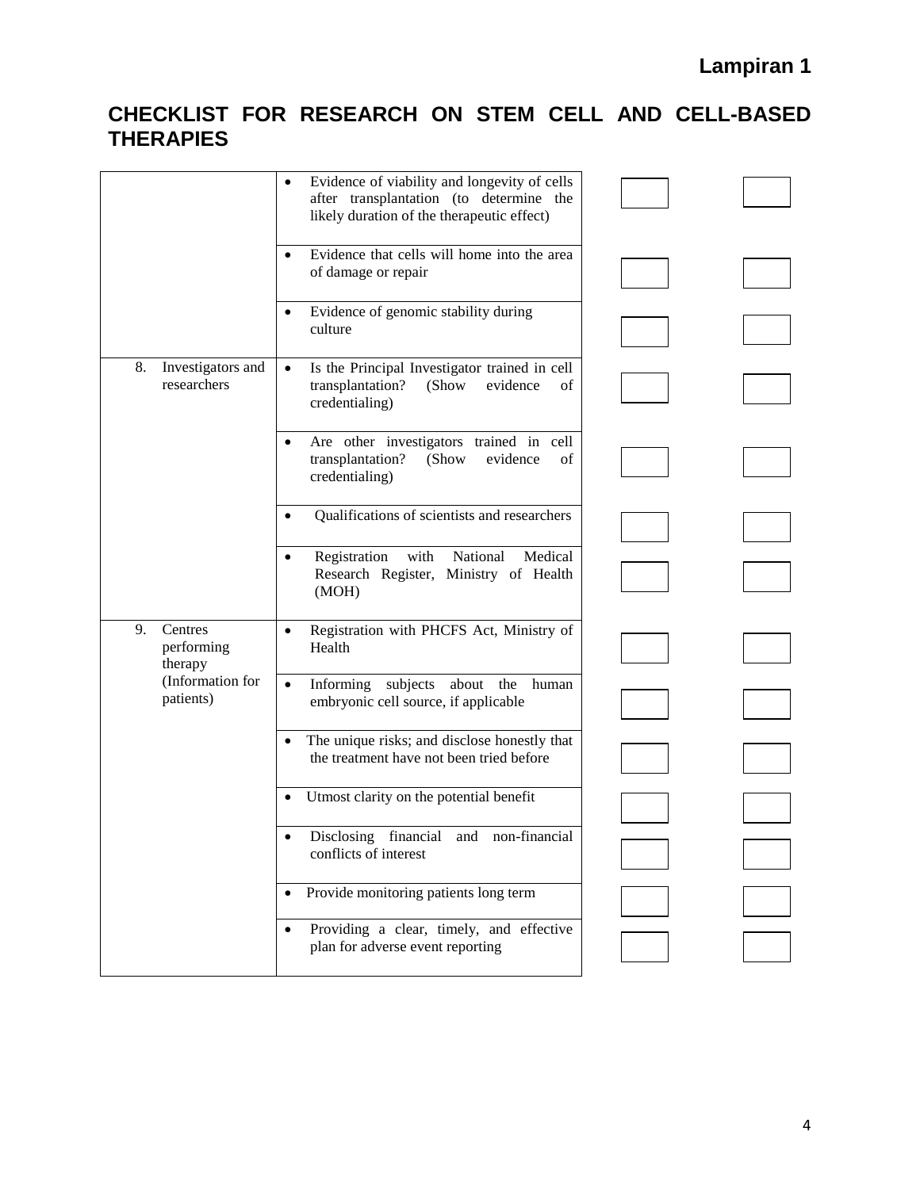**Lampiran 1**

## CHECKLIST FOR RESEARCH ON STEM CELL AND CELL-BASED THERAPIES

| | | | |
|---|---|---|---|
| | • Evidence of viability and longevity of cells after transplantation (to determine the likely duration of the therapeutic effect) | ☐ | ☐ |
| | • Evidence that cells will home into the area of damage or repair | ☐ | ☐ |
| | • Evidence of genomic stability during culture | ☐ | ☐ |
| 8. Investigators and researchers | • Is the Principal Investigator trained in cell transplantation? (Show evidence of credentialing) | ☐ | ☐ |
| | • Are other investigators trained in cell transplantation? (Show evidence of credentialing) | ☐ | ☐ |
| | • Qualifications of scientists and researchers | ☐ | ☐ |
| | • Registration with National Medical Research Register, Ministry of Health (MOH) | ☐ | ☐ |
| 9. Centres performing therapy (Information for patients) | • Registration with PHCFS Act, Ministry of Health | ☐ | ☐ |
| | • Informing subjects about the human embryonic cell source, if applicable | ☐ | ☐ |
| | • The unique risks; and disclose honestly that the treatment have not been tried before | ☐ | ☐ |
| | • Utmost clarity on the potential benefit | ☐ | ☐ |
| | • Disclosing financial and non-financial conflicts of interest | ☐ | ☐ |
| | • Provide monitoring patients long term | ☐ | ☐ |
| | • Providing a clear, timely, and effective plan for adverse event reporting | ☐ | ☐ |